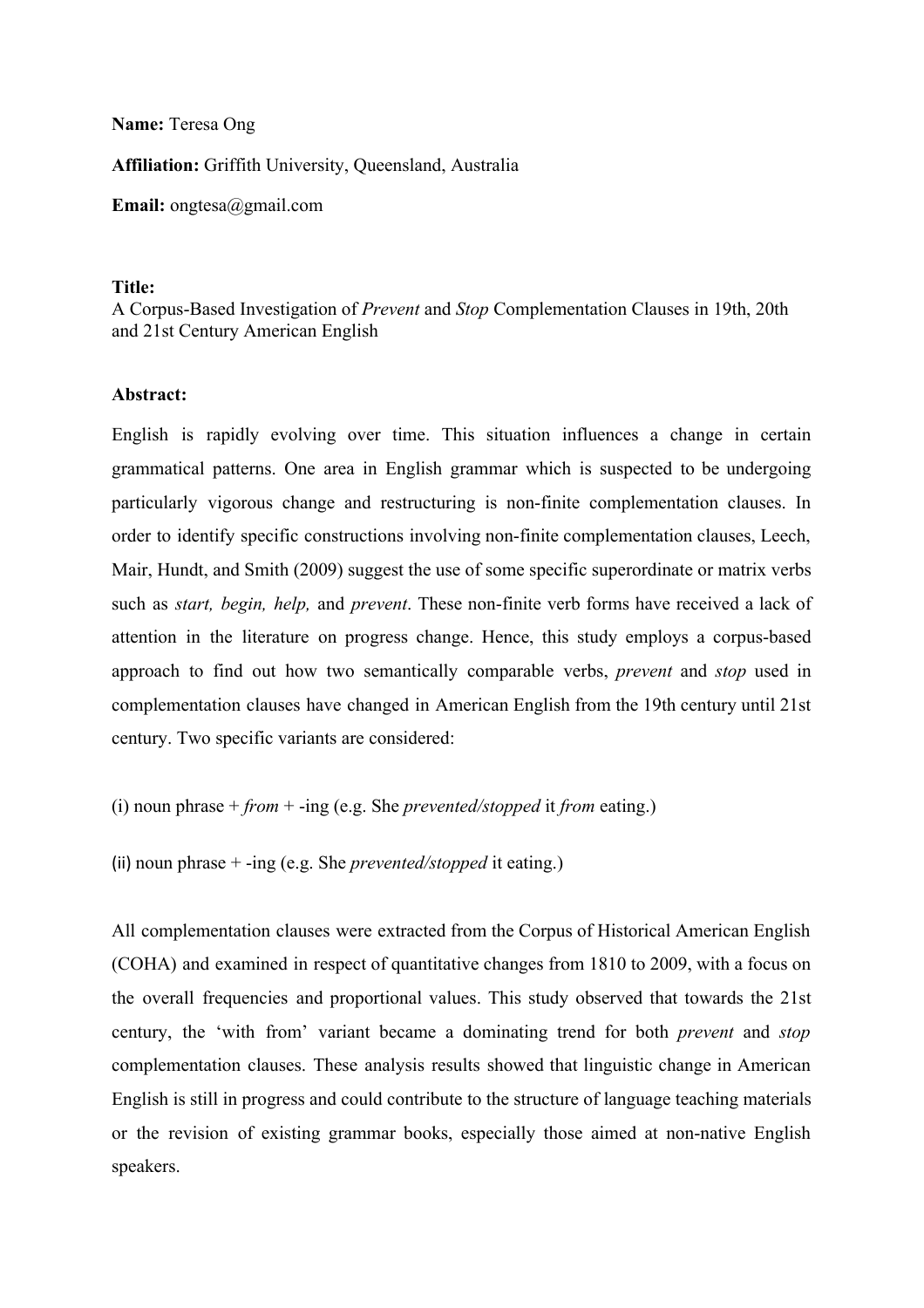**Name:** Teresa Ong

**Affiliation:** Griffith University, Queensland, Australia

**Email:** ongtesa@gmail.com

**Title:**
A Corpus-Based Investigation of *Prevent* and *Stop* Complementation Clauses in 19th, 20th and 21st Century American English

**Abstract:**

English is rapidly evolving over time. This situation influences a change in certain grammatical patterns. One area in English grammar which is suspected to be undergoing particularly vigorous change and restructuring is non-finite complementation clauses. In order to identify specific constructions involving non-finite complementation clauses, Leech, Mair, Hundt, and Smith (2009) suggest the use of some specific superordinate or matrix verbs such as *start, begin, help,* and *prevent*. These non-finite verb forms have received a lack of attention in the literature on progress change. Hence, this study employs a corpus-based approach to find out how two semantically comparable verbs, *prevent* and *stop* used in complementation clauses have changed in American English from the 19th century until 21st century. Two specific variants are considered:

(i) noun phrase + *from* + -ing (e.g. She *prevented/stopped* it *from* eating.)

(ii) noun phrase + -ing (e.g. She *prevented/stopped* it eating.)

All complementation clauses were extracted from the Corpus of Historical American English (COHA) and examined in respect of quantitative changes from 1810 to 2009, with a focus on the overall frequencies and proportional values. This study observed that towards the 21st century, the 'with from' variant became a dominating trend for both *prevent* and *stop* complementation clauses. These analysis results showed that linguistic change in American English is still in progress and could contribute to the structure of language teaching materials or the revision of existing grammar books, especially those aimed at non-native English speakers.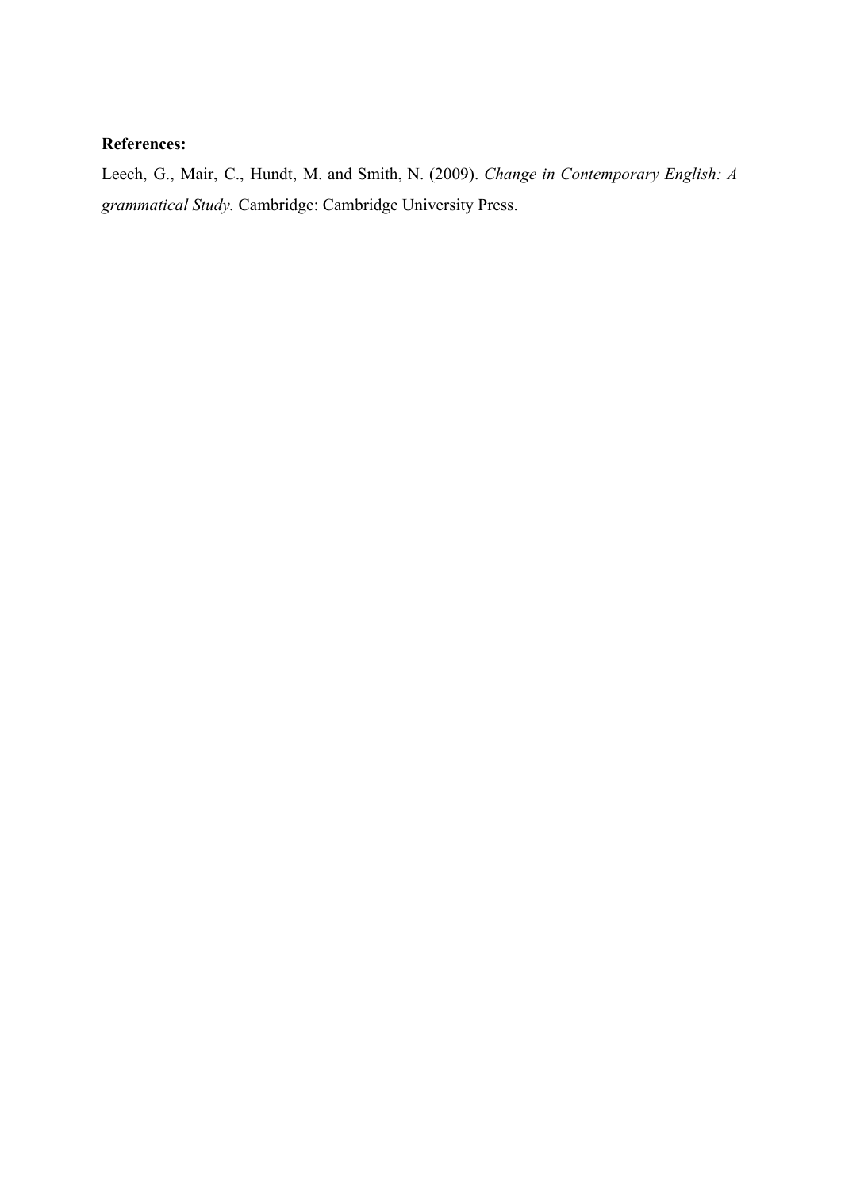**References:**

Leech, G., Mair, C., Hundt, M. and Smith, N. (2009). *Change in Contemporary English: A grammatical Study.* Cambridge: Cambridge University Press.